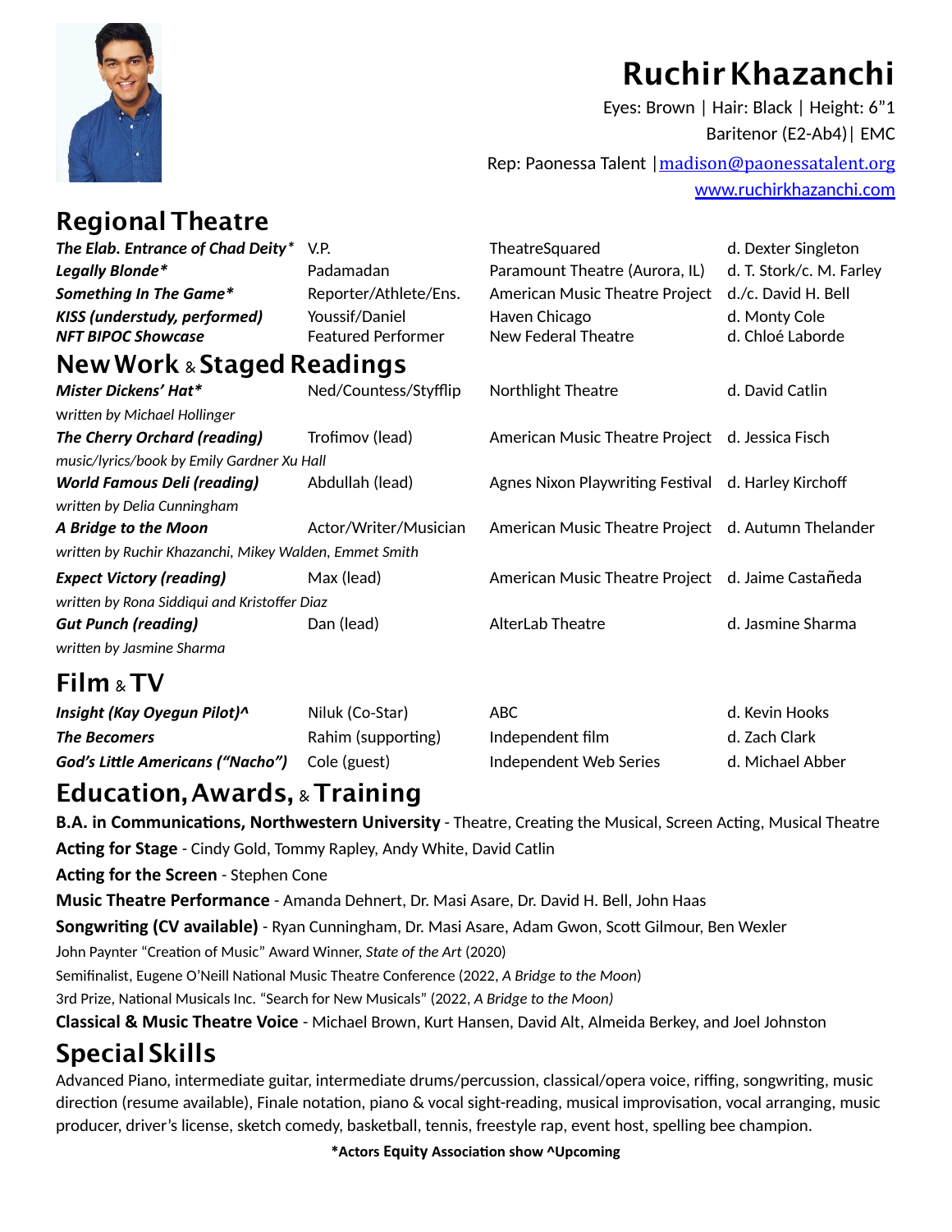# Ruchir Khazanchi

Eyes: Brown | Hair: Black | Height: 6"1

Baritenor (E2-Ab4) | EMC

Rep: Paonessa Talent | madison@paonessatalent.org

www.ruchirkhazanchi.com

## Regional Theatre

| | | | |
|---|---|---|---|
| ***The Elab. Entrance of Chad Deity**** | V.P. | TheatreSquared | d. Dexter Singleton |
| ***Legally Blonde**** | Padamadan | Paramount Theatre (Aurora, IL) | d. T. Stork/c. M. Farley |
| ***Something In The Game**** | Reporter/Athlete/Ens. | American Music Theatre Project | d./c. David H. Bell |
| ***KISS (understudy, performed)*** | Youssif/Daniel | Haven Chicago | d. Monty Cole |
| ***NFT BIPOC Showcase*** | Featured Performer | New Federal Theatre | d. Chloé Laborde |

## New Work & Staged Readings

| | | | |
|---|---|---|---|
| ***Mister Dickens' Hat**** | Ned/Countess/Styfflip | Northlight Theatre | d. David Catlin |
| *written by Michael Hollinger* | | | |
| ***The Cherry Orchard (reading)*** | Trofimov (lead) | American Music Theatre Project | d. Jessica Fisch |
| *music/lyrics/book by Emily Gardner Xu Hall* | | | |
| ***World Famous Deli (reading)*** | Abdullah (lead) | Agnes Nixon Playwriting Festival | d. Harley Kirchoff |
| *written by Delia Cunningham* | | | |
| ***A Bridge to the Moon*** | Actor/Writer/Musician | American Music Theatre Project | d. Autumn Thelander |
| *written by Ruchir Khazanchi, Mikey Walden, Emmet Smith* | | | |
| ***Expect Victory (reading)*** | Max (lead) | American Music Theatre Project | d. Jaime Castañeda |
| *written by Rona Siddiqui and Kristoffer Diaz* | | | |
| ***Gut Punch (reading)*** | Dan (lead) | AlterLab Theatre | d. Jasmine Sharma |
| *written by Jasmine Sharma* | | | |

## Film & TV

| | | | |
|---|---|---|---|
| ***Insight (Kay Oyegun Pilot)^*** | Niluk (Co-Star) | ABC | d. Kevin Hooks |
| ***The Becomers*** | Rahim (supporting) | Independent film | d. Zach Clark |
| ***God's Little Americans ("Nacho")*** | Cole (guest) | Independent Web Series | d. Michael Abber |

## Education, Awards, & Training

**B.A. in Communications, Northwestern University** - Theatre, Creating the Musical, Screen Acting, Musical Theatre

**Acting for Stage** - Cindy Gold, Tommy Rapley, Andy White, David Catlin

**Acting for the Screen** - Stephen Cone

**Music Theatre Performance** - Amanda Dehnert, Dr. Masi Asare, Dr. David H. Bell, John Haas

**Songwriting (CV available)** - Ryan Cunningham, Dr. Masi Asare, Adam Gwon, Scott Gilmour, Ben Wexler

John Paynter "Creation of Music" Award Winner, *State of the Art* (2020)

Semifinalist, Eugene O'Neill National Music Theatre Conference (2022, *A Bridge to the Moon*)

3rd Prize, National Musicals Inc. "Search for New Musicals" (2022, *A Bridge to the Moon)*

**Classical & Music Theatre Voice** - Michael Brown, Kurt Hansen, David Alt, Almeida Berkey, and Joel Johnston

## Special Skills

Advanced Piano, intermediate guitar, intermediate drums/percussion, classical/opera voice, riffing, songwriting, music direction (resume available), Finale notation, piano & vocal sight-reading, musical improvisation, vocal arranging, music producer, driver's license, sketch comedy, basketball, tennis, freestyle rap, event host, spelling bee champion.

**\*Actors Equity Association show ^Upcoming**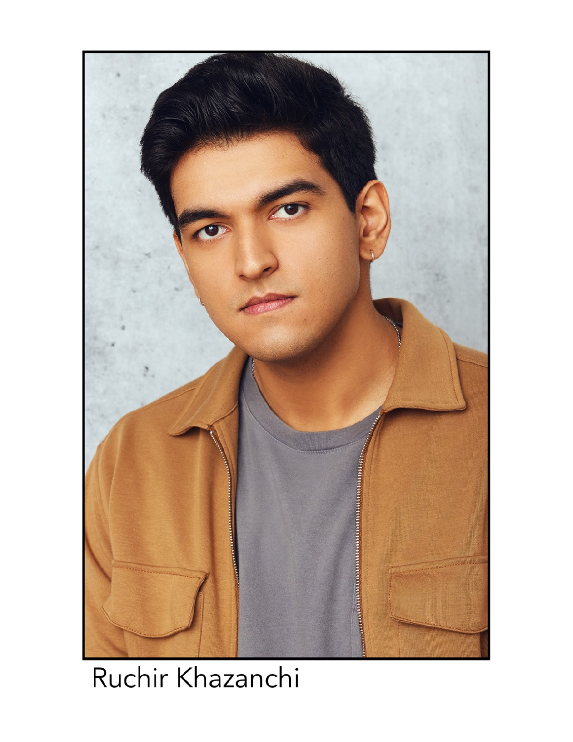Ruchir Khazanchi